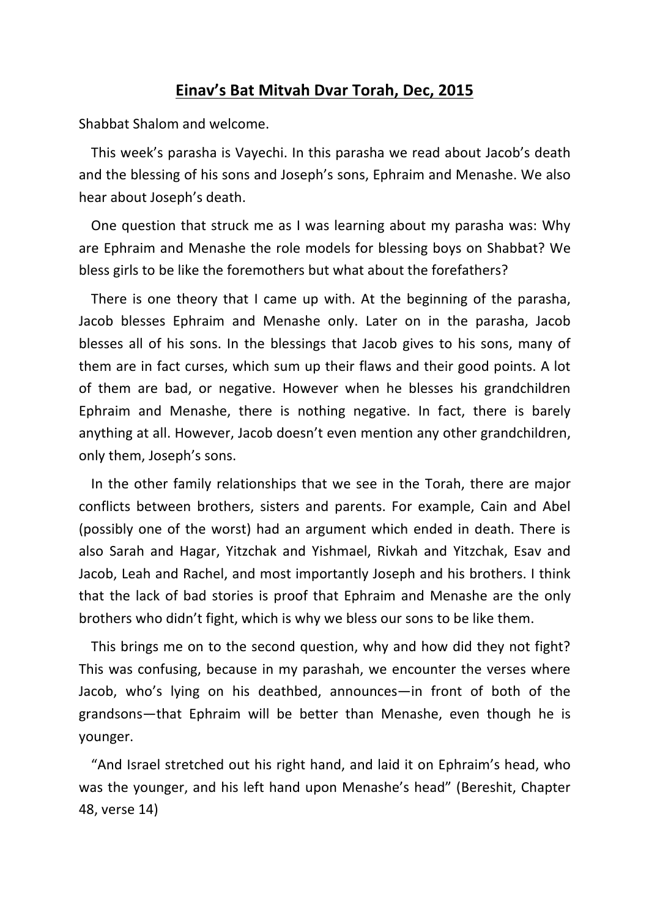# Einav's Bat Mitvah Dvar Torah, Dec, 2015

Shabbat Shalom and welcome.

This week's parasha is Vayechi. In this parasha we read about Jacob's death and the blessing of his sons and Joseph's sons, Ephraim and Menashe. We also hear about Joseph's death.

One question that struck me as I was learning about my parasha was: Why are Ephraim and Menashe the role models for blessing boys on Shabbat? We bless girls to be like the foremothers but what about the forefathers?

There is one theory that I came up with. At the beginning of the parasha, Jacob blesses Ephraim and Menashe only. Later on in the parasha, Jacob blesses all of his sons. In the blessings that Jacob gives to his sons, many of them are in fact curses, which sum up their flaws and their good points. A lot of them are bad, or negative. However when he blesses his grandchildren Ephraim and Menashe, there is nothing negative. In fact, there is barely anything at all. However, Jacob doesn't even mention any other grandchildren, only them, Joseph's sons.

In the other family relationships that we see in the Torah, there are major conflicts between brothers, sisters and parents. For example, Cain and Abel (possibly one of the worst) had an argument which ended in death. There is also Sarah and Hagar, Yitzchak and Yishmael, Rivkah and Yitzchak, Esav and Jacob, Leah and Rachel, and most importantly Joseph and his brothers. I think that the lack of bad stories is proof that Ephraim and Menashe are the only brothers who didn't fight, which is why we bless our sons to be like them.

This brings me on to the second question, why and how did they not fight? This was confusing, because in my parashah, we encounter the verses where Jacob, who's lying on his deathbed, announces—in front of both of the grandsons—that Ephraim will be better than Menashe, even though he is younger.

"And Israel stretched out his right hand, and laid it on Ephraim's head, who was the younger, and his left hand upon Menashe's head" (Bereshit, Chapter 48, verse 14)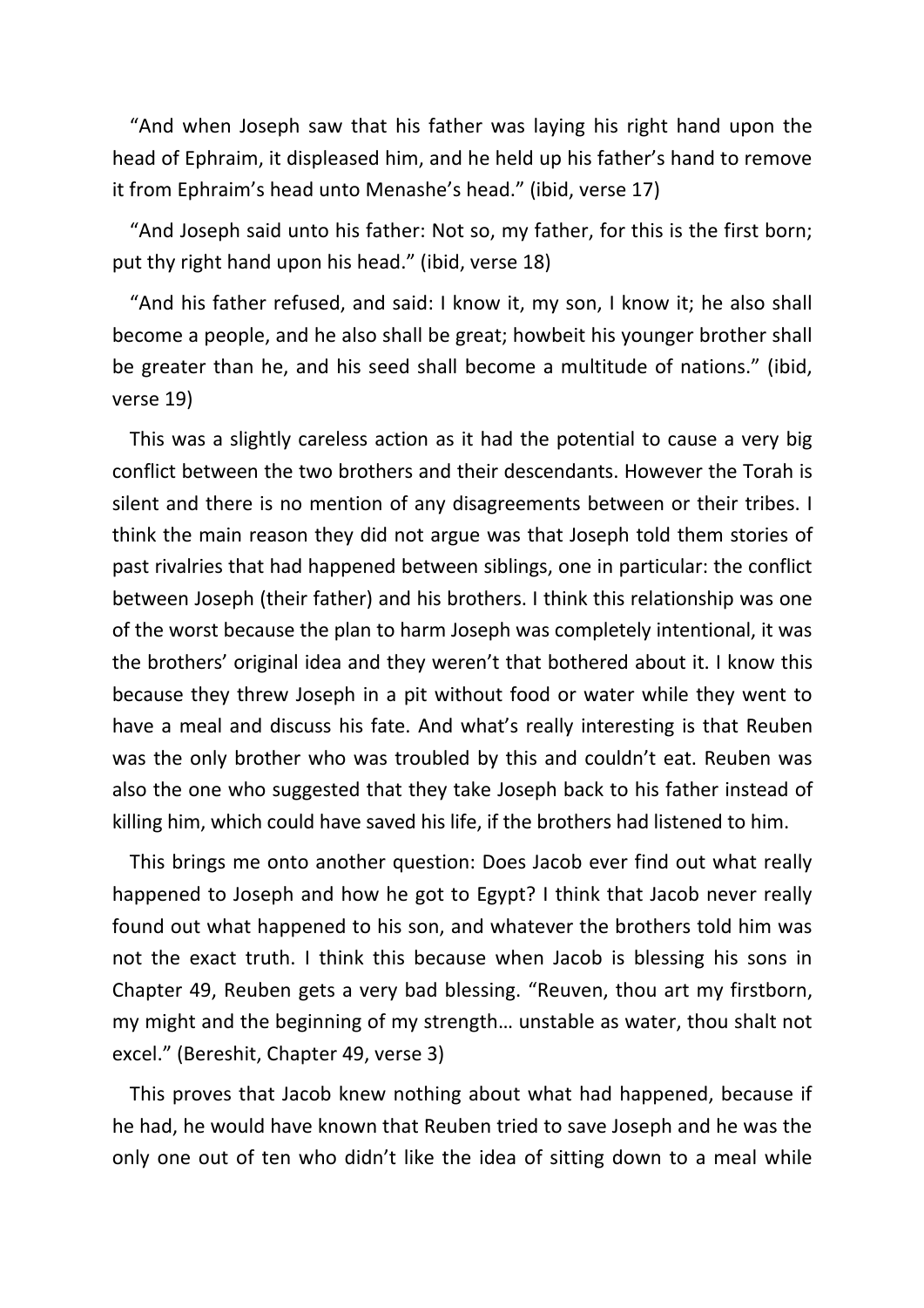"And when Joseph saw that his father was laying his right hand upon the head of Ephraim, it displeased him, and he held up his father's hand to remove it from Ephraim's head unto Menashe's head." (ibid, verse 17)

"And Joseph said unto his father: Not so, my father, for this is the first born; put thy right hand upon his head." (ibid, verse 18)

"And his father refused, and said: I know it, my son, I know it; he also shall become a people, and he also shall be great; howbeit his younger brother shall be greater than he, and his seed shall become a multitude of nations." (ibid, verse 19)

This was a slightly careless action as it had the potential to cause a very big conflict between the two brothers and their descendants. However the Torah is silent and there is no mention of any disagreements between or their tribes. I think the main reason they did not argue was that Joseph told them stories of past rivalries that had happened between siblings, one in particular: the conflict between Joseph (their father) and his brothers. I think this relationship was one of the worst because the plan to harm Joseph was completely intentional, it was the brothers' original idea and they weren't that bothered about it. I know this because they threw Joseph in a pit without food or water while they went to have a meal and discuss his fate. And what's really interesting is that Reuben was the only brother who was troubled by this and couldn't eat. Reuben was also the one who suggested that they take Joseph back to his father instead of killing him, which could have saved his life, if the brothers had listened to him.

This brings me onto another question: Does Jacob ever find out what really happened to Joseph and how he got to Egypt? I think that Jacob never really found out what happened to his son, and whatever the brothers told him was not the exact truth. I think this because when Jacob is blessing his sons in Chapter 49, Reuben gets a very bad blessing. "Reuven, thou art my firstborn, my might and the beginning of my strength… unstable as water, thou shalt not excel." (Bereshit, Chapter 49, verse 3)

This proves that Jacob knew nothing about what had happened, because if he had, he would have known that Reuben tried to save Joseph and he was the only one out of ten who didn't like the idea of sitting down to a meal while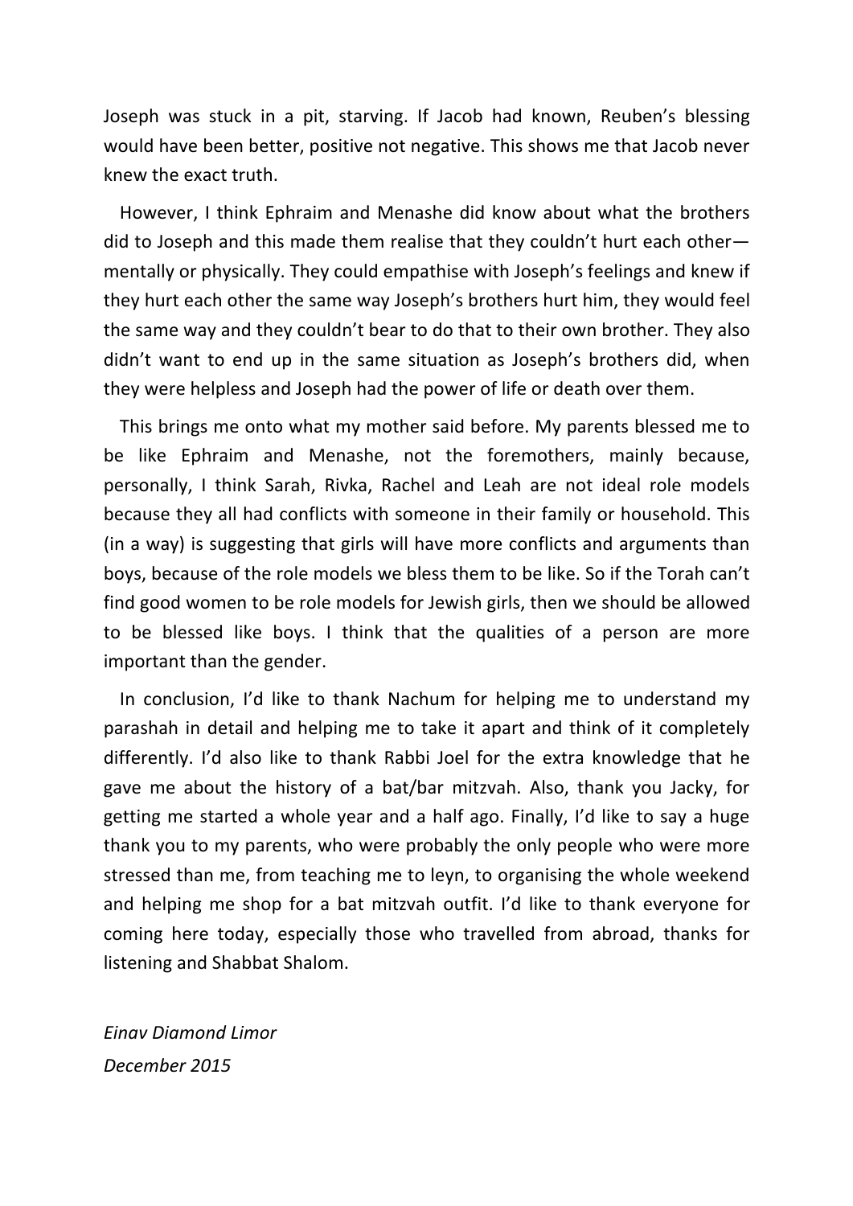Joseph was stuck in a pit, starving. If Jacob had known, Reuben's blessing would have been better, positive not negative. This shows me that Jacob never knew the exact truth.

However, I think Ephraim and Menashe did know about what the brothers did to Joseph and this made them realise that they couldn't hurt each other—mentally or physically. They could empathise with Joseph's feelings and knew if they hurt each other the same way Joseph's brothers hurt him, they would feel the same way and they couldn't bear to do that to their own brother. They also didn't want to end up in the same situation as Joseph's brothers did, when they were helpless and Joseph had the power of life or death over them.

This brings me onto what my mother said before. My parents blessed me to be like Ephraim and Menashe, not the foremothers, mainly because, personally, I think Sarah, Rivka, Rachel and Leah are not ideal role models because they all had conflicts with someone in their family or household. This (in a way) is suggesting that girls will have more conflicts and arguments than boys, because of the role models we bless them to be like. So if the Torah can't find good women to be role models for Jewish girls, then we should be allowed to be blessed like boys. I think that the qualities of a person are more important than the gender.

In conclusion, I'd like to thank Nachum for helping me to understand my parashah in detail and helping me to take it apart and think of it completely differently. I'd also like to thank Rabbi Joel for the extra knowledge that he gave me about the history of a bat/bar mitzvah. Also, thank you Jacky, for getting me started a whole year and a half ago. Finally, I'd like to say a huge thank you to my parents, who were probably the only people who were more stressed than me, from teaching me to leyn, to organising the whole weekend and helping me shop for a bat mitzvah outfit. I'd like to thank everyone for coming here today, especially those who travelled from abroad, thanks for listening and Shabbat Shalom.

*Einav Diamond Limor*
*December 2015*